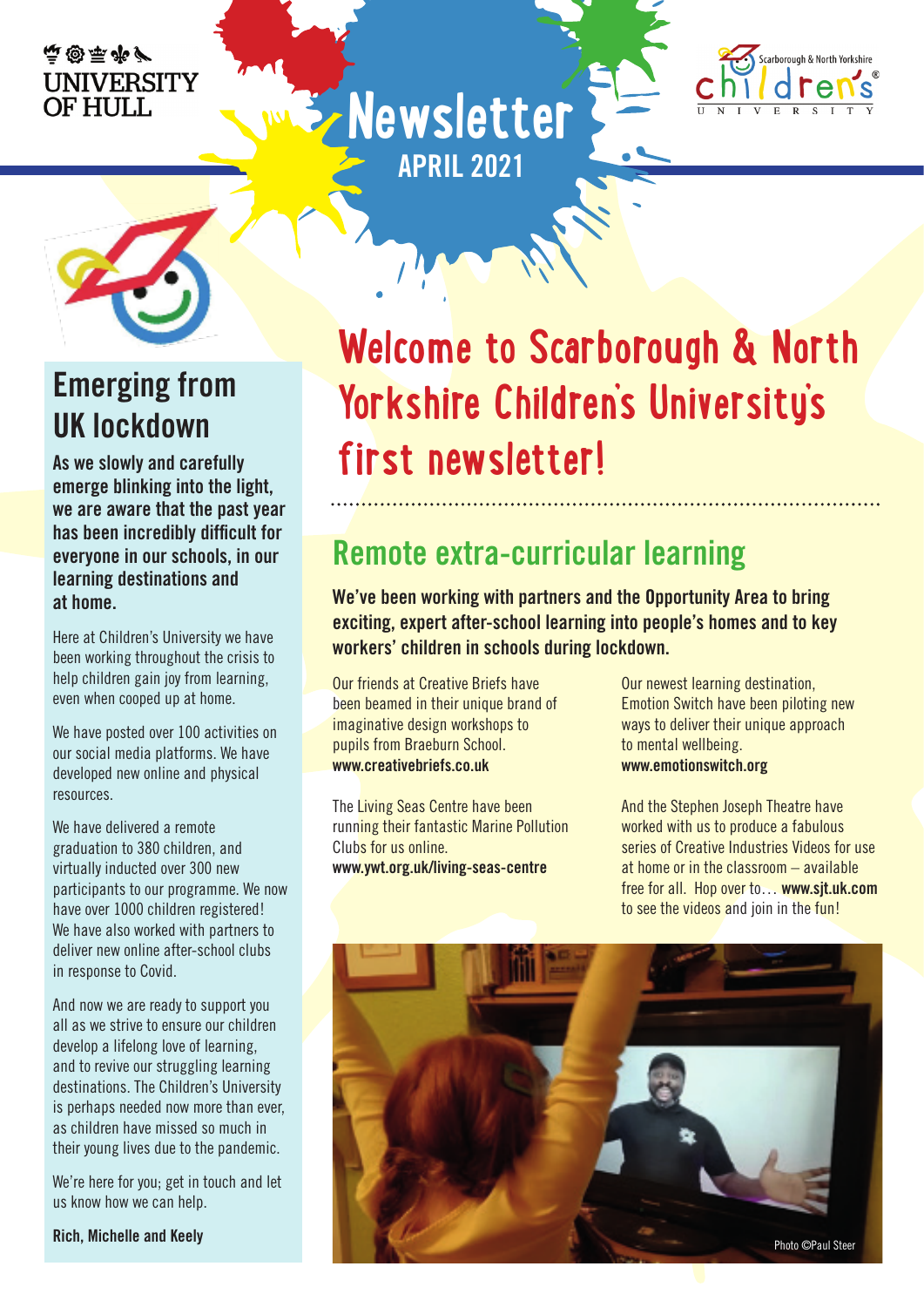UNIVERSITY OF HULL

# Newsletter

APRIL 2021

Scarborough & North Yorkshire Children's University

## Emerging from UK lockdown

**As we slowly and carefully emerge blinking into the light, we are aware that the past year has been incredibly difficult for everyone in our schools, in our learning destinations and at home.**

Here at Children's University we have been working throughout the crisis to help children gain joy from learning, even when cooped up at home.

We have posted over 100 activities on our social media platforms. We have developed new online and physical resources.

We have delivered a remote graduation to 380 children, and virtually inducted over 300 new participants to our programme. We now have over 1000 children registered! We have also worked with partners to deliver new online after-school clubs in response to Covid.

And now we are ready to support you all as we strive to ensure our children develop a lifelong love of learning, and to revive our struggling learning destinations. The Children's University is perhaps needed now more than ever, as children have missed so much in their young lives due to the pandemic.

We're here for you; get in touch and let us know how we can help.

**Rich, Michelle and Keely**

# Welcome to Scarborough & North Yorkshire Children's University's first newsletter!

## Remote extra-curricular learning

**We've been working with partners and the Opportunity Area to bring exciting, expert after-school learning into people's homes and to key workers' children in schools during lockdown.**

Our friends at Creative Briefs have been beamed in their unique brand of imaginative design workshops to pupils from Braeburn School.
**www.creativebriefs.co.uk**

The Living Seas Centre have been running their fantastic Marine Pollution Clubs for us online.
**www.ywt.org.uk/living-seas-centre**

Our newest learning destination, Emotion Switch have been piloting new ways to deliver their unique approach to mental wellbeing.
**www.emotionswitch.org**

And the Stephen Joseph Theatre have worked with us to produce a fabulous series of Creative Industries Videos for use at home or in the classroom – available free for all. Hop over to… **www.sjt.uk.com** to see the videos and join in the fun!

Photo ©Paul Steer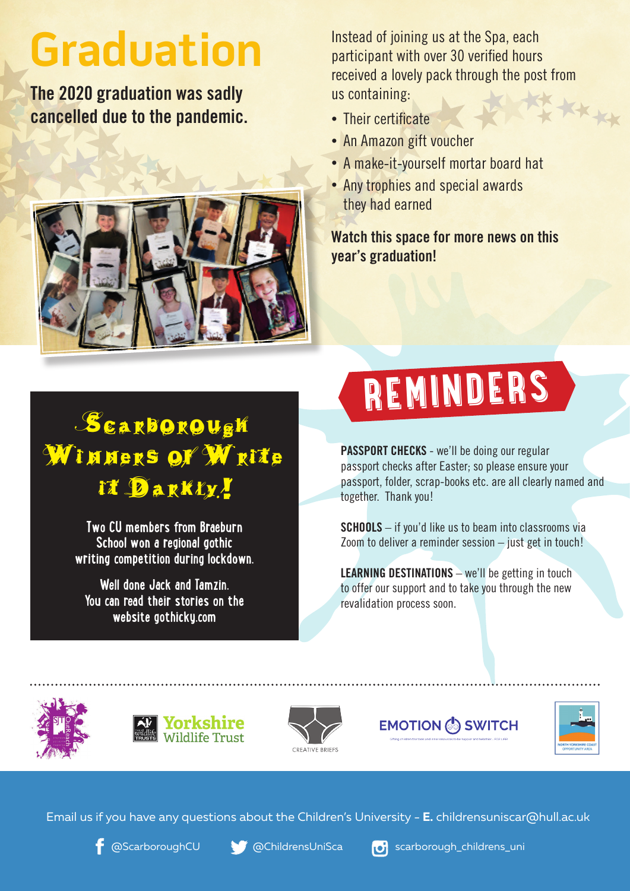# Graduation

**The 2020 graduation was sadly cancelled due to the pandemic.**

Instead of joining us at the Spa, each participant with over 30 verified hours received a lovely pack through the post from us containing:

- Their certificate
- An Amazon gift voucher
- A make-it-yourself mortar board hat
- Any trophies and special awards they had earned

**Watch this space for more news on this year's graduation!**

## Scarborough Winners of Write it Darkly!

Two CU members from Braeburn School won a regional gothic writing competition during lockdown.

Well done Jack and Tamzin. You can read their stories on the website gothicky.com

## REMINDERS

**PASSPORT CHECKS** - we'll be doing our regular passport checks after Easter; so please ensure your passport, folder, scrap-books etc. are all clearly named and together. Thank you!

**SCHOOLS** – if you'd like us to beam into classrooms via Zoom to deliver a reminder session – just get in touch!

**LEARNING DESTINATIONS** – we'll be getting in touch to offer our support and to take you through the new revalidation process soon.

SJT OutReach | Yorkshire Wildlife Trust | CREATIVE BRIEFS | EMOTION SWITCH | NORTH YORKSHIRE COAST OPPORTUNITY AREA

Email us if you have any questions about the Children's University - **E.** childrensuniscar@hull.ac.uk

@ScarboroughCU | @ChildrensUniSca | scarborough_childrens_uni